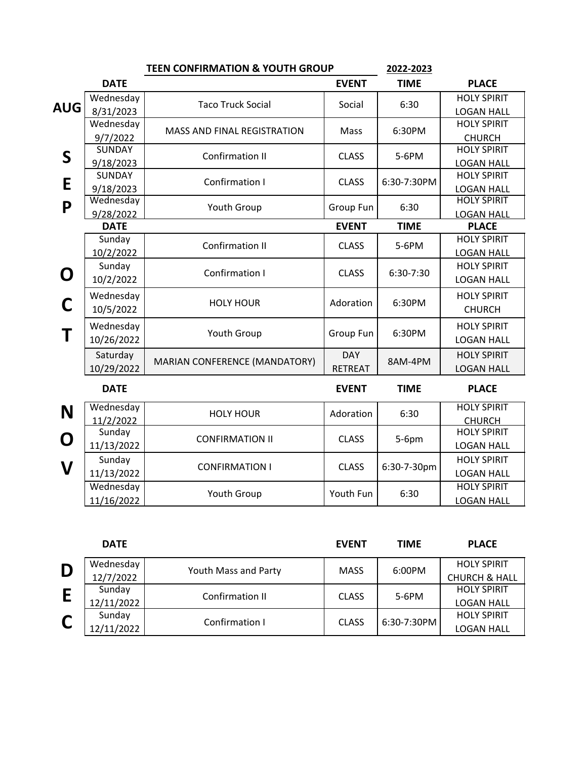## TEEN CONFIRMATION & YOUTH GROUP 2022-2023

| | DATE | | EVENT | TIME | PLACE |
|---|---|---|---|---|---|
| AUG | Wednesday 8/31/2023 | Taco Truck Social | Social | 6:30 | HOLY SPIRIT LOGAN HALL |
| SEP | Wednesday 9/7/2022 | MASS AND FINAL REGISTRATION | Mass | 6:30PM | HOLY SPIRIT CHURCH |
| | SUNDAY 9/18/2023 | Confirmation II | CLASS | 5-6PM | HOLY SPIRIT LOGAN HALL |
| | SUNDAY 9/18/2023 | Confirmation I | CLASS | 6:30-7:30PM | HOLY SPIRIT LOGAN HALL |
| | Wednesday 9/28/2022 | Youth Group | Group Fun | 6:30 | HOLY SPIRIT LOGAN HALL |

| | DATE | | EVENT | TIME | PLACE |
|---|---|---|---|---|---|
| OCT | Sunday 10/2/2022 | Confirmation II | CLASS | 5-6PM | HOLY SPIRIT LOGAN HALL |
| | Sunday 10/2/2022 | Confirmation I | CLASS | 6:30-7:30 | HOLY SPIRIT LOGAN HALL |
| | Wednesday 10/5/2022 | HOLY HOUR | Adoration | 6:30PM | HOLY SPIRIT CHURCH |
| | Wednesday 10/26/2022 | Youth Group | Group Fun | 6:30PM | HOLY SPIRIT LOGAN HALL |
| | Saturday 10/29/2022 | MARIAN CONFERENCE (MANDATORY) | DAY RETREAT | 8AM-4PM | HOLY SPIRIT LOGAN HALL |

| | DATE | | EVENT | TIME | PLACE |
|---|---|---|---|---|---|
| NOV | Wednesday 11/2/2022 | HOLY HOUR | Adoration | 6:30 | HOLY SPIRIT CHURCH |
| | Sunday 11/13/2022 | CONFIRMATION II | CLASS | 5-6pm | HOLY SPIRIT LOGAN HALL |
| | Sunday 11/13/2022 | CONFIRMATION I | CLASS | 6:30-7-30pm | HOLY SPIRIT LOGAN HALL |
| | Wednesday 11/16/2022 | Youth Group | Youth Fun | 6:30 | HOLY SPIRIT LOGAN HALL |

| | DATE | | EVENT | TIME | PLACE |
|---|---|---|---|---|---|
| DEC | Wednesday 12/7/2022 | Youth Mass and Party | MASS | 6:00PM | HOLY SPIRIT CHURCH & HALL |
| | Sunday 12/11/2022 | Confirmation II | CLASS | 5-6PM | HOLY SPIRIT LOGAN HALL |
| | Sunday 12/11/2022 | Confirmation I | CLASS | 6:30-7:30PM | HOLY SPIRIT LOGAN HALL |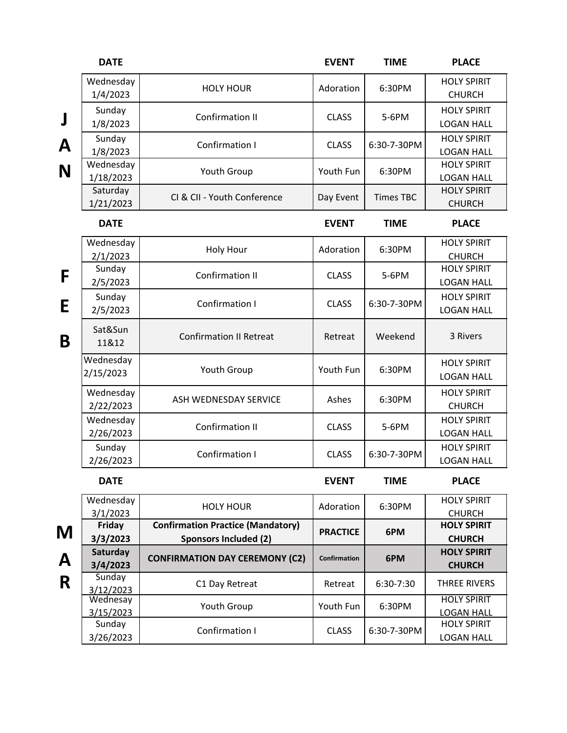| | DATE | | EVENT | TIME | PLACE |
|---|---|---|---|---|---|
| **JAN** | Wednesday 1/4/2023 | HOLY HOUR | Adoration | 6:30PM | HOLY SPIRIT CHURCH |
| | Sunday 1/8/2023 | Confirmation II | CLASS | 5-6PM | HOLY SPIRIT LOGAN HALL |
| | Sunday 1/8/2023 | Confirmation I | CLASS | 6:30-7-30PM | HOLY SPIRIT LOGAN HALL |
| | Wednesday 1/18/2023 | Youth Group | Youth Fun | 6:30PM | HOLY SPIRIT LOGAN HALL |
| | Saturday 1/21/2023 | CI & CII - Youth Conference | Day Event | Times TBC | HOLY SPIRIT CHURCH |

| | DATE | | EVENT | TIME | PLACE |
|---|---|---|---|---|---|
| **FEB** | Wednesday 2/1/2023 | Holy Hour | Adoration | 6:30PM | HOLY SPIRIT CHURCH |
| | Sunday 2/5/2023 | Confirmation II | CLASS | 5-6PM | HOLY SPIRIT LOGAN HALL |
| | Sunday 2/5/2023 | Confirmation I | CLASS | 6:30-7-30PM | HOLY SPIRIT LOGAN HALL |
| | Sat&Sun 11&12 | Confirmation II Retreat | Retreat | Weekend | 3 Rivers |
| | Wednesday 2/15/2023 | Youth Group | Youth Fun | 6:30PM | HOLY SPIRIT LOGAN HALL |
| | Wednesday 2/22/2023 | ASH WEDNESDAY SERVICE | Ashes | 6:30PM | HOLY SPIRIT CHURCH |
| | Wednesday 2/26/2023 | Confirmation II | CLASS | 5-6PM | HOLY SPIRIT LOGAN HALL |
| | Sunday 2/26/2023 | Confirmation I | CLASS | 6:30-7-30PM | HOLY SPIRIT LOGAN HALL |

| | DATE | | EVENT | TIME | PLACE |
|---|---|---|---|---|---|
| **MAR** | Wednesday 3/1/2023 | HOLY HOUR | Adoration | 6:30PM | HOLY SPIRIT CHURCH |
| | **Friday 3/3/2023** | **Confirmation Practice (Mandatory) Sponsors Included (2)** | **PRACTICE** | **6PM** | **HOLY SPIRIT CHURCH** |
| | **Saturday 3/4/2023** | **CONFIRMATION DAY CEREMONY (C2)** | **Confirmation** | **6PM** | **HOLY SPIRIT CHURCH** |
| | Sunday 3/12/2023 | C1 Day Retreat | Retreat | 6:30-7:30 | THREE RIVERS |
| | Wednesay 3/15/2023 | Youth Group | Youth Fun | 6:30PM | HOLY SPIRIT LOGAN HALL |
| | Sunday 3/26/2023 | Confirmation I | CLASS | 6:30-7-30PM | HOLY SPIRIT LOGAN HALL |